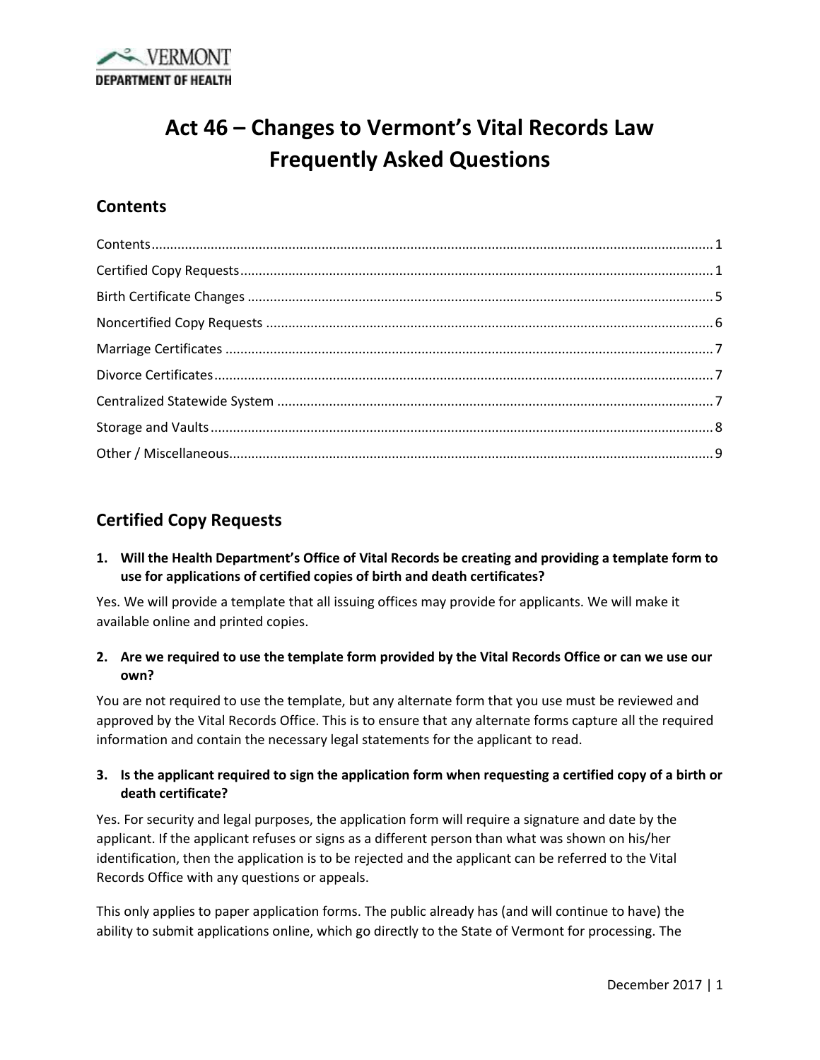VERMONT
DEPARTMENT OF HEALTH

# Act 46 – Changes to Vermont's Vital Records Law Frequently Asked Questions

## Contents

Contents ........................................................................................................ 1
Certified Copy Requests ................................................................................ 1
Birth Certificate Changes .............................................................................. 5
Noncertified Copy Requests .......................................................................... 6
Marriage Certificates .................................................................................... 7
Divorce Certificates ...................................................................................... 7
Centralized Statewide System ...................................................................... 7
Storage and Vaults ........................................................................................ 8
Other / Miscellaneous ................................................................................... 9

## Certified Copy Requests

**1. Will the Health Department's Office of Vital Records be creating and providing a template form to use for applications of certified copies of birth and death certificates?**

Yes. We will provide a template that all issuing offices may provide for applicants. We will make it available online and printed copies.

**2. Are we required to use the template form provided by the Vital Records Office or can we use our own?**

You are not required to use the template, but any alternate form that you use must be reviewed and approved by the Vital Records Office. This is to ensure that any alternate forms capture all the required information and contain the necessary legal statements for the applicant to read.

**3. Is the applicant required to sign the application form when requesting a certified copy of a birth or death certificate?**

Yes. For security and legal purposes, the application form will require a signature and date by the applicant. If the applicant refuses or signs as a different person than what was shown on his/her identification, then the application is to be rejected and the applicant can be referred to the Vital Records Office with any questions or appeals.

This only applies to paper application forms. The public already has (and will continue to have) the ability to submit applications online, which go directly to the State of Vermont for processing. The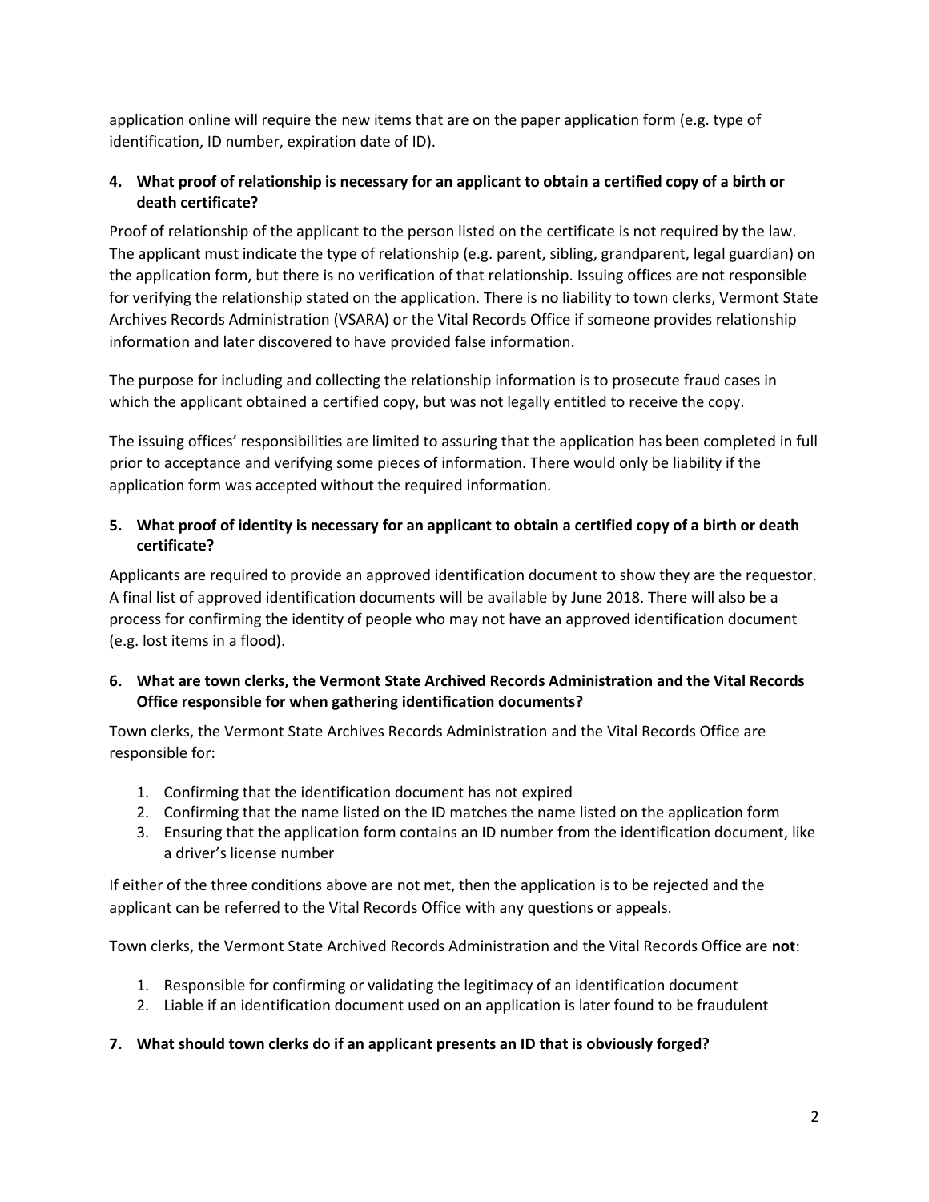application online will require the new items that are on the paper application form (e.g. type of identification, ID number, expiration date of ID).

**4. What proof of relationship is necessary for an applicant to obtain a certified copy of a birth or death certificate?**

Proof of relationship of the applicant to the person listed on the certificate is not required by the law. The applicant must indicate the type of relationship (e.g. parent, sibling, grandparent, legal guardian) on the application form, but there is no verification of that relationship. Issuing offices are not responsible for verifying the relationship stated on the application. There is no liability to town clerks, Vermont State Archives Records Administration (VSARA) or the Vital Records Office if someone provides relationship information and later discovered to have provided false information.

The purpose for including and collecting the relationship information is to prosecute fraud cases in which the applicant obtained a certified copy, but was not legally entitled to receive the copy.

The issuing offices' responsibilities are limited to assuring that the application has been completed in full prior to acceptance and verifying some pieces of information. There would only be liability if the application form was accepted without the required information.

**5. What proof of identity is necessary for an applicant to obtain a certified copy of a birth or death certificate?**

Applicants are required to provide an approved identification document to show they are the requestor. A final list of approved identification documents will be available by June 2018. There will also be a process for confirming the identity of people who may not have an approved identification document (e.g. lost items in a flood).

**6. What are town clerks, the Vermont State Archived Records Administration and the Vital Records Office responsible for when gathering identification documents?**

Town clerks, the Vermont State Archives Records Administration and the Vital Records Office are responsible for:

1. Confirming that the identification document has not expired
2. Confirming that the name listed on the ID matches the name listed on the application form
3. Ensuring that the application form contains an ID number from the identification document, like a driver's license number

If either of the three conditions above are not met, then the application is to be rejected and the applicant can be referred to the Vital Records Office with any questions or appeals.

Town clerks, the Vermont State Archived Records Administration and the Vital Records Office are **not**:

1. Responsible for confirming or validating the legitimacy of an identification document
2. Liable if an identification document used on an application is later found to be fraudulent

**7. What should town clerks do if an applicant presents an ID that is obviously forged?**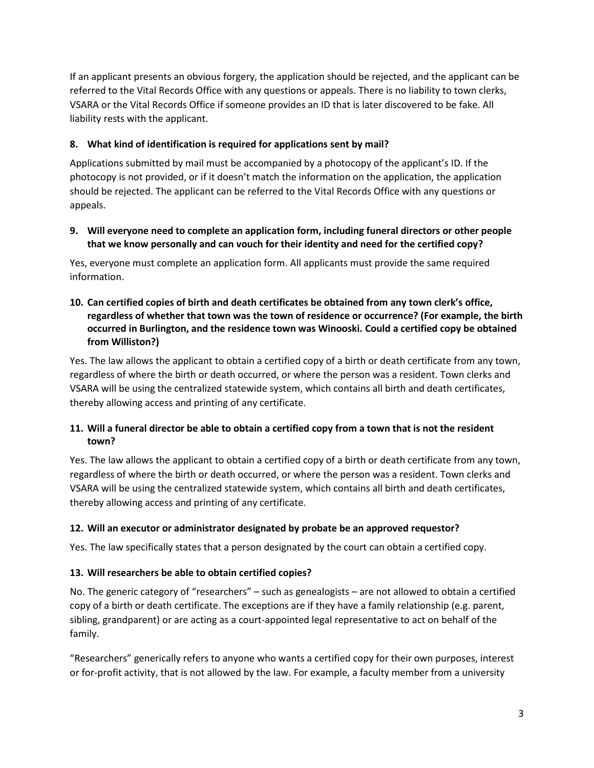If an applicant presents an obvious forgery, the application should be rejected, and the applicant can be referred to the Vital Records Office with any questions or appeals. There is no liability to town clerks, VSARA or the Vital Records Office if someone provides an ID that is later discovered to be fake. All liability rests with the applicant.

**8. What kind of identification is required for applications sent by mail?**

Applications submitted by mail must be accompanied by a photocopy of the applicant's ID. If the photocopy is not provided, or if it doesn't match the information on the application, the application should be rejected. The applicant can be referred to the Vital Records Office with any questions or appeals.

**9. Will everyone need to complete an application form, including funeral directors or other people that we know personally and can vouch for their identity and need for the certified copy?**

Yes, everyone must complete an application form. All applicants must provide the same required information.

**10. Can certified copies of birth and death certificates be obtained from any town clerk's office, regardless of whether that town was the town of residence or occurrence? (For example, the birth occurred in Burlington, and the residence town was Winooski. Could a certified copy be obtained from Williston?)**

Yes. The law allows the applicant to obtain a certified copy of a birth or death certificate from any town, regardless of where the birth or death occurred, or where the person was a resident. Town clerks and VSARA will be using the centralized statewide system, which contains all birth and death certificates, thereby allowing access and printing of any certificate.

**11. Will a funeral director be able to obtain a certified copy from a town that is not the resident town?**

Yes. The law allows the applicant to obtain a certified copy of a birth or death certificate from any town, regardless of where the birth or death occurred, or where the person was a resident. Town clerks and VSARA will be using the centralized statewide system, which contains all birth and death certificates, thereby allowing access and printing of any certificate.

**12. Will an executor or administrator designated by probate be an approved requestor?**

Yes. The law specifically states that a person designated by the court can obtain a certified copy.

**13. Will researchers be able to obtain certified copies?**

No. The generic category of "researchers" – such as genealogists – are not allowed to obtain a certified copy of a birth or death certificate. The exceptions are if they have a family relationship (e.g. parent, sibling, grandparent) or are acting as a court-appointed legal representative to act on behalf of the family.

"Researchers" generically refers to anyone who wants a certified copy for their own purposes, interest or for-profit activity, that is not allowed by the law. For example, a faculty member from a university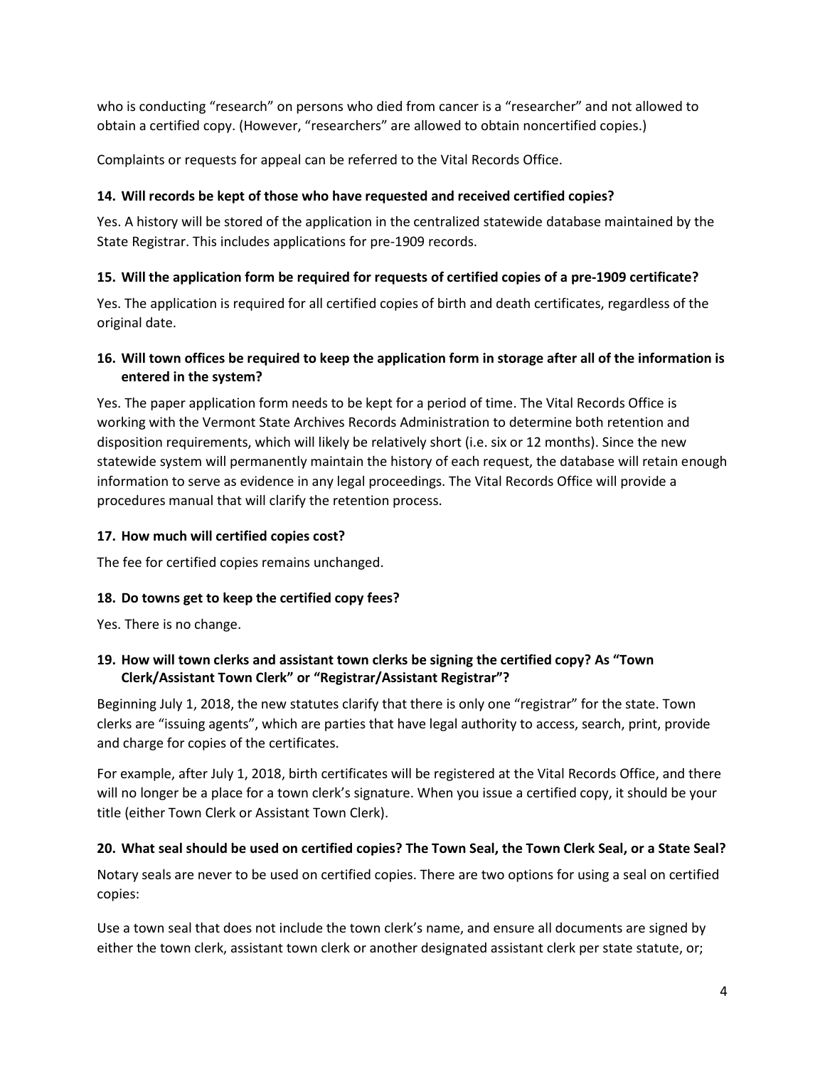who is conducting "research" on persons who died from cancer is a "researcher" and not allowed to obtain a certified copy. (However, "researchers" are allowed to obtain noncertified copies.)

Complaints or requests for appeal can be referred to the Vital Records Office.

**14. Will records be kept of those who have requested and received certified copies?**

Yes. A history will be stored of the application in the centralized statewide database maintained by the State Registrar. This includes applications for pre-1909 records.

**15. Will the application form be required for requests of certified copies of a pre-1909 certificate?**

Yes. The application is required for all certified copies of birth and death certificates, regardless of the original date.

**16. Will town offices be required to keep the application form in storage after all of the information is entered in the system?**

Yes. The paper application form needs to be kept for a period of time. The Vital Records Office is working with the Vermont State Archives Records Administration to determine both retention and disposition requirements, which will likely be relatively short (i.e. six or 12 months). Since the new statewide system will permanently maintain the history of each request, the database will retain enough information to serve as evidence in any legal proceedings. The Vital Records Office will provide a procedures manual that will clarify the retention process.

**17. How much will certified copies cost?**

The fee for certified copies remains unchanged.

**18. Do towns get to keep the certified copy fees?**

Yes. There is no change.

**19. How will town clerks and assistant town clerks be signing the certified copy? As "Town Clerk/Assistant Town Clerk" or "Registrar/Assistant Registrar"?**

Beginning July 1, 2018, the new statutes clarify that there is only one "registrar" for the state. Town clerks are "issuing agents", which are parties that have legal authority to access, search, print, provide and charge for copies of the certificates.

For example, after July 1, 2018, birth certificates will be registered at the Vital Records Office, and there will no longer be a place for a town clerk's signature. When you issue a certified copy, it should be your title (either Town Clerk or Assistant Town Clerk).

**20. What seal should be used on certified copies? The Town Seal, the Town Clerk Seal, or a State Seal?**

Notary seals are never to be used on certified copies. There are two options for using a seal on certified copies:

Use a town seal that does not include the town clerk's name, and ensure all documents are signed by either the town clerk, assistant town clerk or another designated assistant clerk per state statute, or;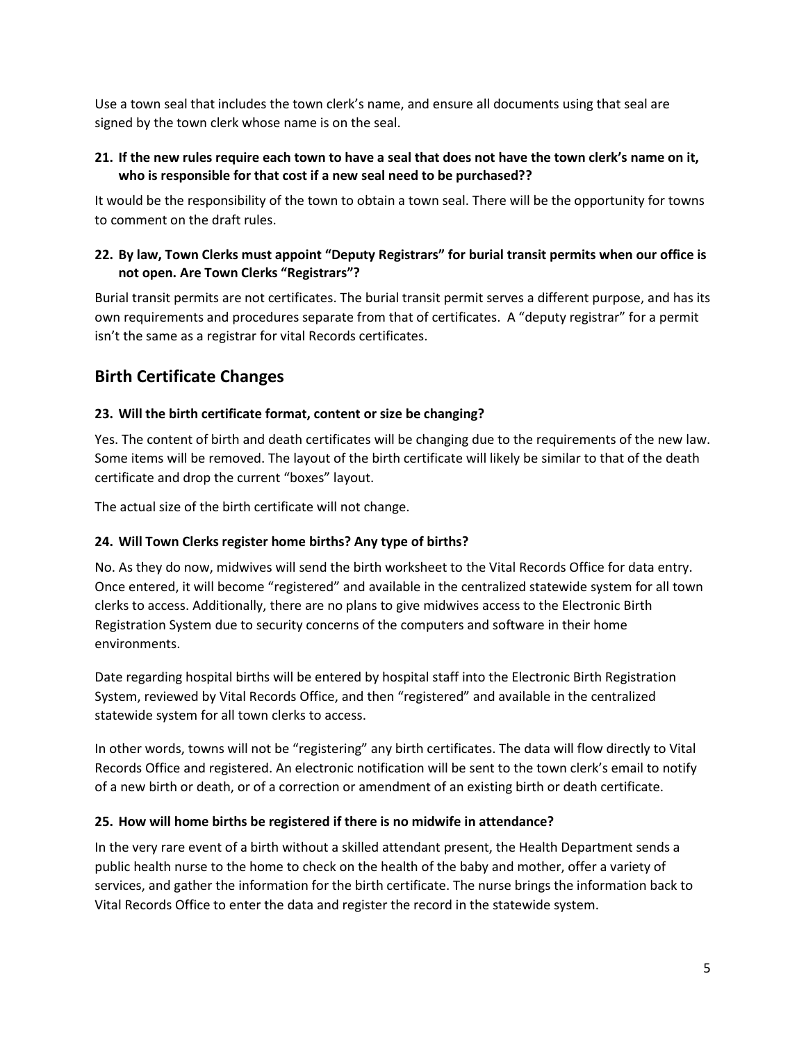Use a town seal that includes the town clerk's name, and ensure all documents using that seal are signed by the town clerk whose name is on the seal.

**21. If the new rules require each town to have a seal that does not have the town clerk's name on it, who is responsible for that cost if a new seal need to be purchased??**

It would be the responsibility of the town to obtain a town seal. There will be the opportunity for towns to comment on the draft rules.

**22. By law, Town Clerks must appoint "Deputy Registrars" for burial transit permits when our office is not open. Are Town Clerks "Registrars"?**

Burial transit permits are not certificates. The burial transit permit serves a different purpose, and has its own requirements and procedures separate from that of certificates. A "deputy registrar" for a permit isn't the same as a registrar for vital Records certificates.

## Birth Certificate Changes

**23. Will the birth certificate format, content or size be changing?**

Yes. The content of birth and death certificates will be changing due to the requirements of the new law. Some items will be removed. The layout of the birth certificate will likely be similar to that of the death certificate and drop the current "boxes" layout.

The actual size of the birth certificate will not change.

**24. Will Town Clerks register home births? Any type of births?**

No. As they do now, midwives will send the birth worksheet to the Vital Records Office for data entry. Once entered, it will become "registered" and available in the centralized statewide system for all town clerks to access. Additionally, there are no plans to give midwives access to the Electronic Birth Registration System due to security concerns of the computers and software in their home environments.

Date regarding hospital births will be entered by hospital staff into the Electronic Birth Registration System, reviewed by Vital Records Office, and then "registered" and available in the centralized statewide system for all town clerks to access.

In other words, towns will not be "registering" any birth certificates. The data will flow directly to Vital Records Office and registered. An electronic notification will be sent to the town clerk's email to notify of a new birth or death, or of a correction or amendment of an existing birth or death certificate.

**25. How will home births be registered if there is no midwife in attendance?**

In the very rare event of a birth without a skilled attendant present, the Health Department sends a public health nurse to the home to check on the health of the baby and mother, offer a variety of services, and gather the information for the birth certificate. The nurse brings the information back to Vital Records Office to enter the data and register the record in the statewide system.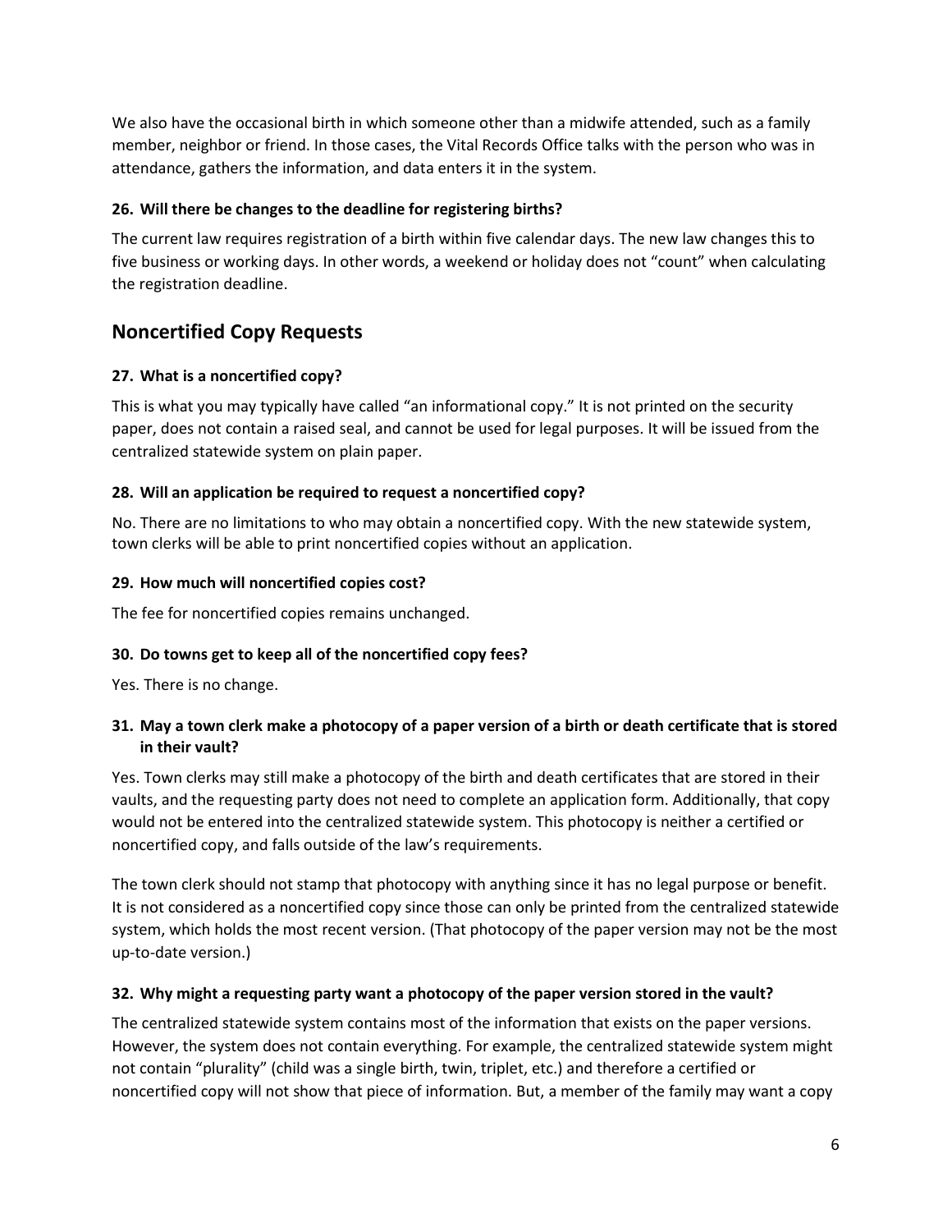We also have the occasional birth in which someone other than a midwife attended, such as a family member, neighbor or friend. In those cases, the Vital Records Office talks with the person who was in attendance, gathers the information, and data enters it in the system.

**26. Will there be changes to the deadline for registering births?**

The current law requires registration of a birth within five calendar days. The new law changes this to five business or working days. In other words, a weekend or holiday does not "count" when calculating the registration deadline.

## Noncertified Copy Requests

**27. What is a noncertified copy?**

This is what you may typically have called "an informational copy." It is not printed on the security paper, does not contain a raised seal, and cannot be used for legal purposes. It will be issued from the centralized statewide system on plain paper.

**28. Will an application be required to request a noncertified copy?**

No. There are no limitations to who may obtain a noncertified copy. With the new statewide system, town clerks will be able to print noncertified copies without an application.

**29. How much will noncertified copies cost?**

The fee for noncertified copies remains unchanged.

**30. Do towns get to keep all of the noncertified copy fees?**

Yes. There is no change.

**31. May a town clerk make a photocopy of a paper version of a birth or death certificate that is stored in their vault?**

Yes. Town clerks may still make a photocopy of the birth and death certificates that are stored in their vaults, and the requesting party does not need to complete an application form. Additionally, that copy would not be entered into the centralized statewide system. This photocopy is neither a certified or noncertified copy, and falls outside of the law's requirements.

The town clerk should not stamp that photocopy with anything since it has no legal purpose or benefit. It is not considered as a noncertified copy since those can only be printed from the centralized statewide system, which holds the most recent version. (That photocopy of the paper version may not be the most up-to-date version.)

**32. Why might a requesting party want a photocopy of the paper version stored in the vault?**

The centralized statewide system contains most of the information that exists on the paper versions. However, the system does not contain everything. For example, the centralized statewide system might not contain "plurality" (child was a single birth, twin, triplet, etc.) and therefore a certified or noncertified copy will not show that piece of information. But, a member of the family may want a copy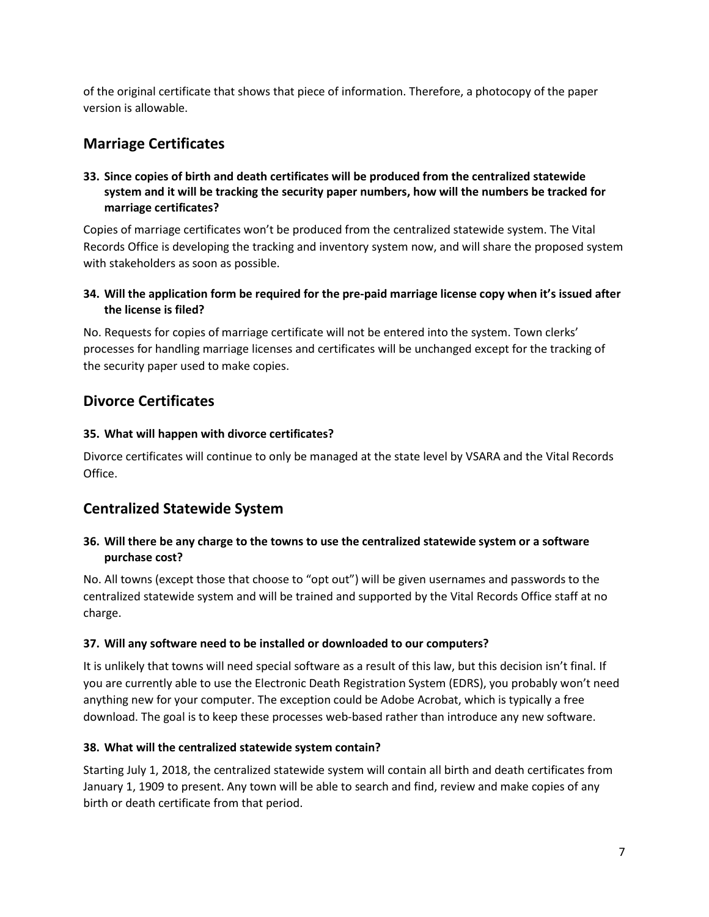of the original certificate that shows that piece of information. Therefore, a photocopy of the paper version is allowable.

## Marriage Certificates

**33. Since copies of birth and death certificates will be produced from the centralized statewide system and it will be tracking the security paper numbers, how will the numbers be tracked for marriage certificates?**

Copies of marriage certificates won't be produced from the centralized statewide system. The Vital Records Office is developing the tracking and inventory system now, and will share the proposed system with stakeholders as soon as possible.

**34. Will the application form be required for the pre-paid marriage license copy when it's issued after the license is filed?**

No. Requests for copies of marriage certificate will not be entered into the system. Town clerks' processes for handling marriage licenses and certificates will be unchanged except for the tracking of the security paper used to make copies.

## Divorce Certificates

**35. What will happen with divorce certificates?**

Divorce certificates will continue to only be managed at the state level by VSARA and the Vital Records Office.

## Centralized Statewide System

**36. Will there be any charge to the towns to use the centralized statewide system or a software purchase cost?**

No. All towns (except those that choose to "opt out") will be given usernames and passwords to the centralized statewide system and will be trained and supported by the Vital Records Office staff at no charge.

**37. Will any software need to be installed or downloaded to our computers?**

It is unlikely that towns will need special software as a result of this law, but this decision isn't final. If you are currently able to use the Electronic Death Registration System (EDRS), you probably won't need anything new for your computer. The exception could be Adobe Acrobat, which is typically a free download. The goal is to keep these processes web-based rather than introduce any new software.

**38. What will the centralized statewide system contain?**

Starting July 1, 2018, the centralized statewide system will contain all birth and death certificates from January 1, 1909 to present. Any town will be able to search and find, review and make copies of any birth or death certificate from that period.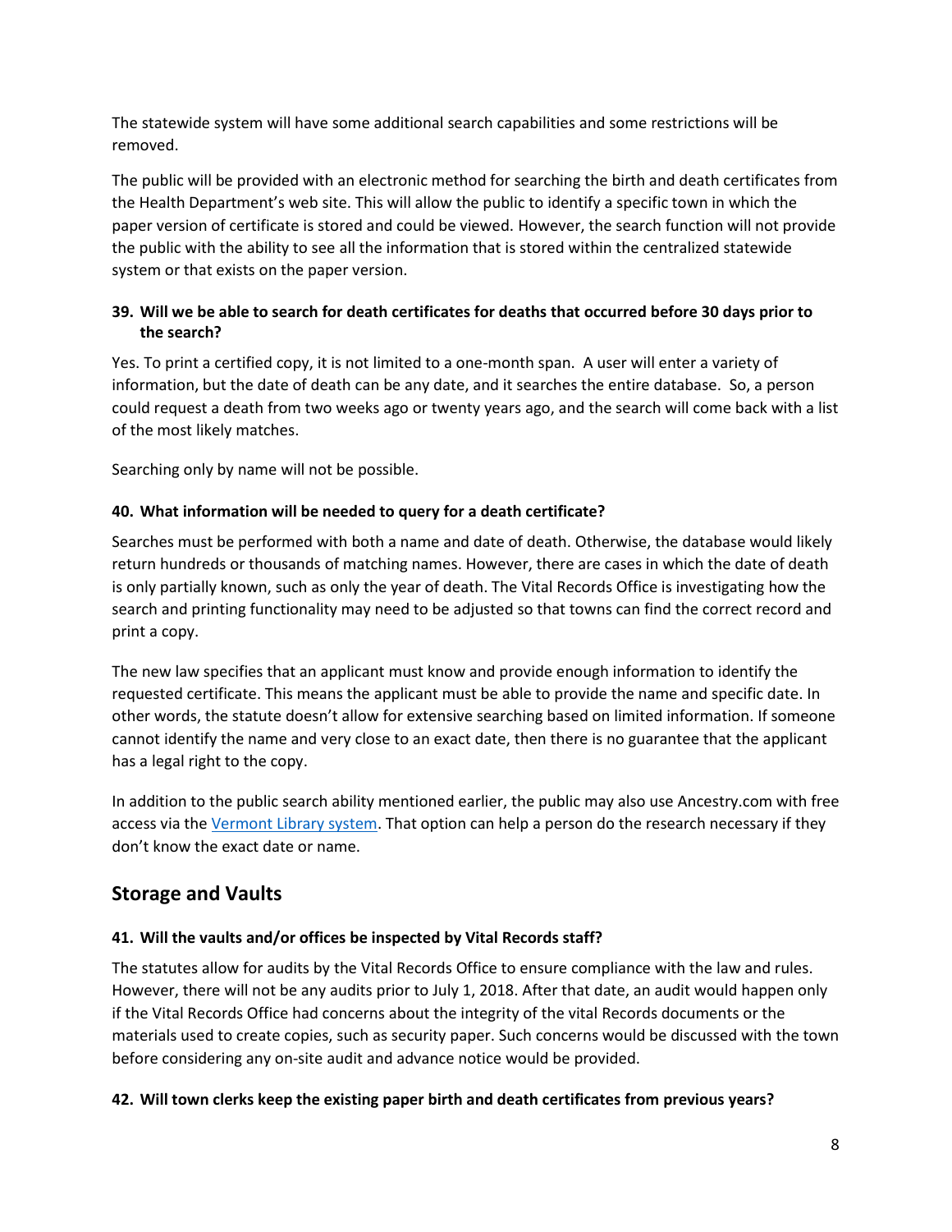The statewide system will have some additional search capabilities and some restrictions will be removed.

The public will be provided with an electronic method for searching the birth and death certificates from the Health Department's web site. This will allow the public to identify a specific town in which the paper version of certificate is stored and could be viewed. However, the search function will not provide the public with the ability to see all the information that is stored within the centralized statewide system or that exists on the paper version.

**39. Will we be able to search for death certificates for deaths that occurred before 30 days prior to the search?**

Yes. To print a certified copy, it is not limited to a one-month span. A user will enter a variety of information, but the date of death can be any date, and it searches the entire database. So, a person could request a death from two weeks ago or twenty years ago, and the search will come back with a list of the most likely matches.

Searching only by name will not be possible.

**40. What information will be needed to query for a death certificate?**

Searches must be performed with both a name and date of death. Otherwise, the database would likely return hundreds or thousands of matching names. However, there are cases in which the date of death is only partially known, such as only the year of death. The Vital Records Office is investigating how the search and printing functionality may need to be adjusted so that towns can find the correct record and print a copy.

The new law specifies that an applicant must know and provide enough information to identify the requested certificate. This means the applicant must be able to provide the name and specific date. In other words, the statute doesn't allow for extensive searching based on limited information. If someone cannot identify the name and very close to an exact date, then there is no guarantee that the applicant has a legal right to the copy.

In addition to the public search ability mentioned earlier, the public may also use Ancestry.com with free access via the Vermont Library system. That option can help a person do the research necessary if they don't know the exact date or name.

## Storage and Vaults

**41. Will the vaults and/or offices be inspected by Vital Records staff?**

The statutes allow for audits by the Vital Records Office to ensure compliance with the law and rules. However, there will not be any audits prior to July 1, 2018. After that date, an audit would happen only if the Vital Records Office had concerns about the integrity of the vital Records documents or the materials used to create copies, such as security paper. Such concerns would be discussed with the town before considering any on-site audit and advance notice would be provided.

**42. Will town clerks keep the existing paper birth and death certificates from previous years?**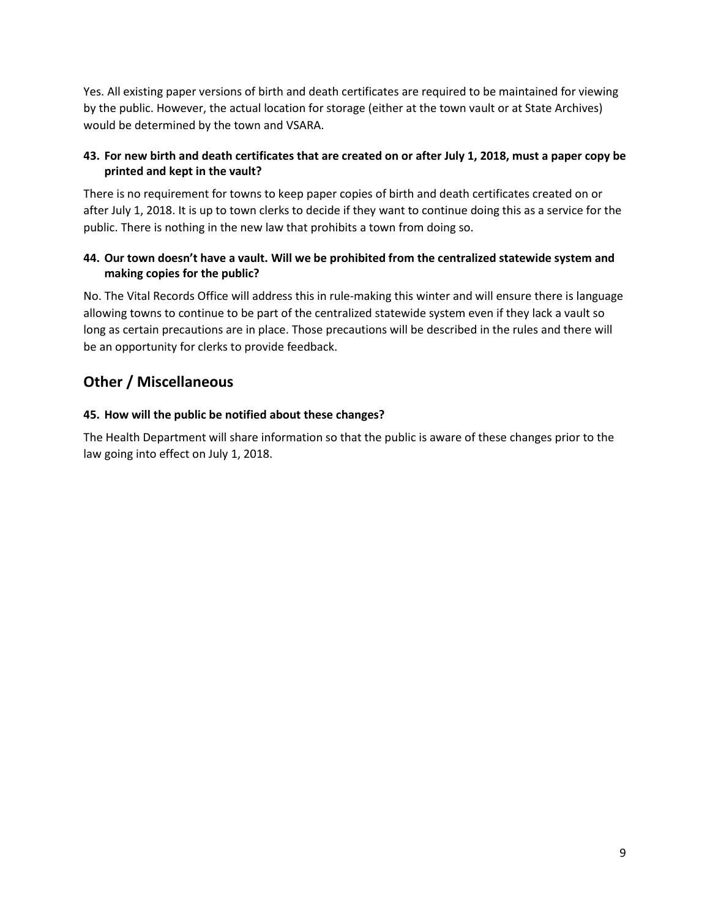Yes. All existing paper versions of birth and death certificates are required to be maintained for viewing by the public. However, the actual location for storage (either at the town vault or at State Archives) would be determined by the town and VSARA.

**43. For new birth and death certificates that are created on or after July 1, 2018, must a paper copy be printed and kept in the vault?**

There is no requirement for towns to keep paper copies of birth and death certificates created on or after July 1, 2018. It is up to town clerks to decide if they want to continue doing this as a service for the public. There is nothing in the new law that prohibits a town from doing so.

**44. Our town doesn't have a vault. Will we be prohibited from the centralized statewide system and making copies for the public?**

No. The Vital Records Office will address this in rule-making this winter and will ensure there is language allowing towns to continue to be part of the centralized statewide system even if they lack a vault so long as certain precautions are in place. Those precautions will be described in the rules and there will be an opportunity for clerks to provide feedback.

## Other / Miscellaneous

**45. How will the public be notified about these changes?**

The Health Department will share information so that the public is aware of these changes prior to the law going into effect on July 1, 2018.